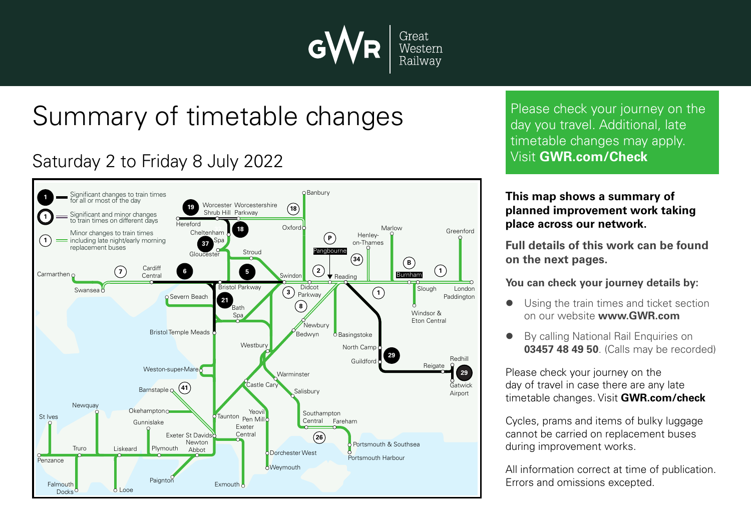# Summary of timetable changes

## Saturday 2 to Friday 8 July 2022

**1** — Significant changes to train times for all or most of the day

**1** — Significant and minor changes to train times on different days

**1** — Minor changes to train times including late night/early morning replacement buses

Please check your journey on the day you travel. Additional, late timetable changes may apply. Visit **GWR.com/Check**

**This map shows a summary of planned improvement work taking place across our network.**

**Full details of this work can be found on the next pages.**

**You can check your journey details by:**

- Using the train times and ticket section on our website **www.GWR.com**
- By calling National Rail Enquiries on **03457 48 49 50**. (Calls may be recorded)

Please check your journey on the day of travel in case there are any late timetable changes. Visit **GWR.com/check**

Cycles, prams and items of bulky luggage cannot be carried on replacement buses during improvement works.

All information correct at time of publication. Errors and omissions excepted.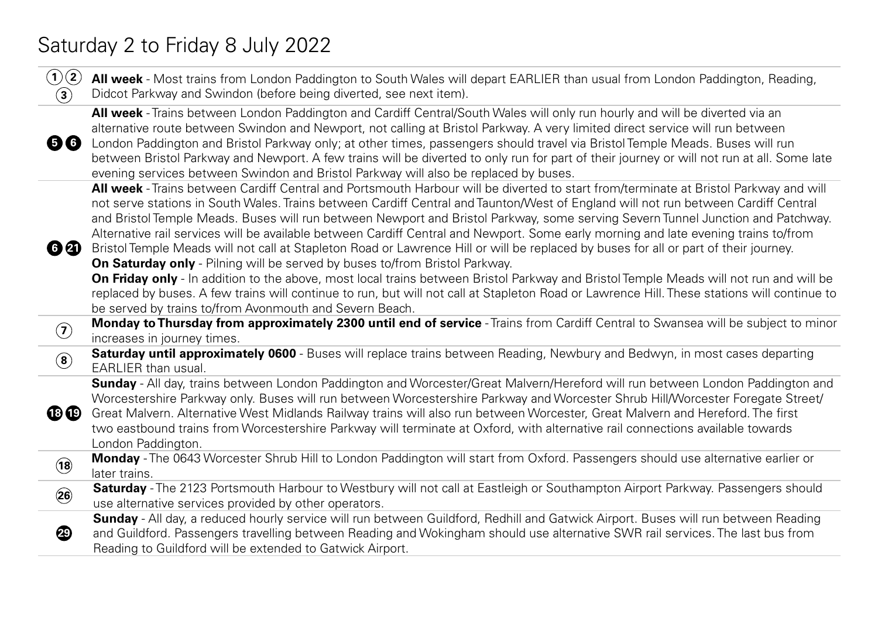# Saturday 2 to Friday 8 July 2022

| | |
|---|---|
| 1 2 3 | **All week** - Most trains from London Paddington to South Wales will depart EARLIER than usual from London Paddington, Reading, Didcot Parkway and Swindon (before being diverted, see next item). |
| 5 6 | **All week** - Trains between London Paddington and Cardiff Central/South Wales will only run hourly and will be diverted via an alternative route between Swindon and Newport, not calling at Bristol Parkway. A very limited direct service will run between London Paddington and Bristol Parkway only; at other times, passengers should travel via Bristol Temple Meads. Buses will run between Bristol Parkway and Newport. A few trains will be diverted to only run for part of their journey or will not run at all. Some late evening services between Swindon and Bristol Parkway will also be replaced by buses. |
| 6 21 | **All week** - Trains between Cardiff Central and Portsmouth Harbour will be diverted to start from/terminate at Bristol Parkway and will not serve stations in South Wales. Trains between Cardiff Central and Taunton/West of England will not run between Cardiff Central and Bristol Temple Meads. Buses will run between Newport and Bristol Parkway, some serving Severn Tunnel Junction and Patchway. Alternative rail services will be available between Cardiff Central and Newport. Some early morning and late evening trains to/from Bristol Temple Meads will not call at Stapleton Road or Lawrence Hill or will be replaced by buses for all or part of their journey.<br>**On Saturday only** - Pilning will be served by buses to/from Bristol Parkway.<br>**On Friday only** - In addition to the above, most local trains between Bristol Parkway and Bristol Temple Meads will not run and will be replaced by buses. A few trains will continue to run, but will not call at Stapleton Road or Lawrence Hill. These stations will continue to be served by trains to/from Avonmouth and Severn Beach. |
| 7 | **Monday to Thursday from approximately 2300 until end of service** - Trains from Cardiff Central to Swansea will be subject to minor increases in journey times. |
| 8 | **Saturday until approximately 0600** - Buses will replace trains between Reading, Newbury and Bedwyn, in most cases departing EARLIER than usual. |
| 18 19 | **Sunday** - All day, trains between London Paddington and Worcester/Great Malvern/Hereford will run between London Paddington and Worcestershire Parkway only. Buses will run between Worcestershire Parkway and Worcester Shrub Hill/Worcester Foregate Street/ Great Malvern. Alternative West Midlands Railway trains will also run between Worcester, Great Malvern and Hereford. The first two eastbound trains from Worcestershire Parkway will terminate at Oxford, with alternative rail connections available towards London Paddington. |
| 18 | **Monday** - The 0643 Worcester Shrub Hill to London Paddington will start from Oxford. Passengers should use alternative earlier or later trains. |
| 26 | **Saturday** - The 2123 Portsmouth Harbour to Westbury will not call at Eastleigh or Southampton Airport Parkway. Passengers should use alternative services provided by other operators. |
| 29 | **Sunday** - All day, a reduced hourly service will run between Guildford, Redhill and Gatwick Airport. Buses will run between Reading and Guildford. Passengers travelling between Reading and Wokingham should use alternative SWR rail services. The last bus from Reading to Guildford will be extended to Gatwick Airport. |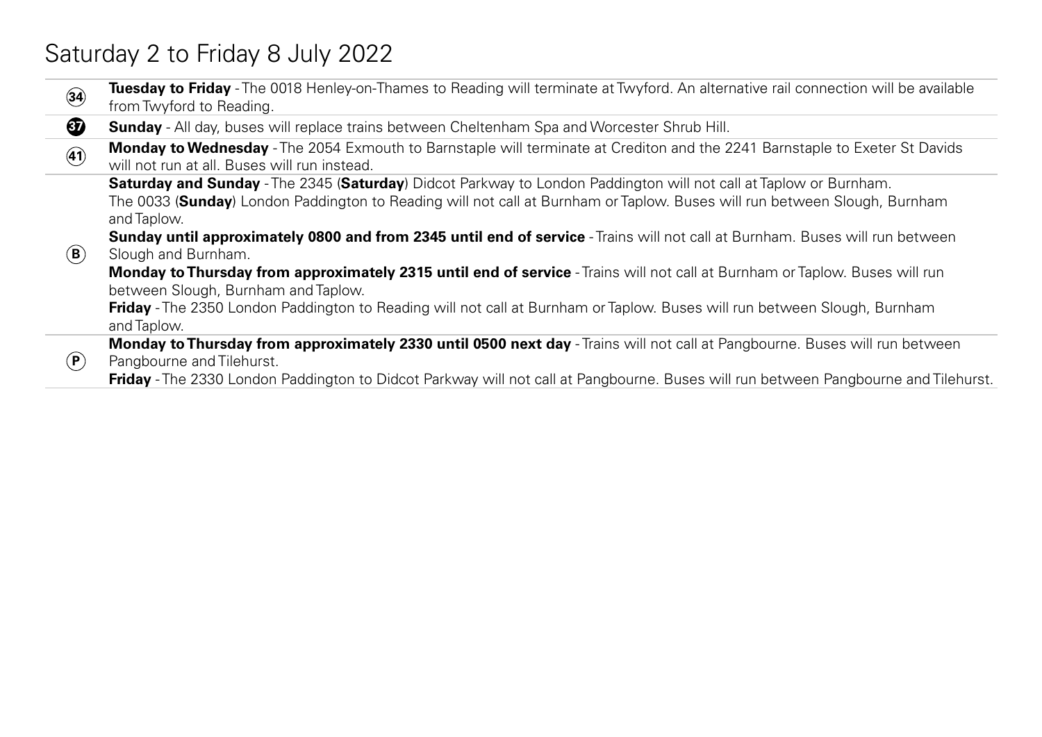# Saturday 2 to Friday 8 July 2022

| | |
|---|---|
| (34) | **Tuesday to Friday** - The 0018 Henley-on-Thames to Reading will terminate at Twyford. An alternative rail connection will be available from Twyford to Reading. |
| (37) | **Sunday** - All day, buses will replace trains between Cheltenham Spa and Worcester Shrub Hill. |
| (41) | **Monday to Wednesday** - The 2054 Exmouth to Barnstaple will terminate at Crediton and the 2241 Barnstaple to Exeter St Davids will not run at all. Buses will run instead. |
| (B) | **Saturday and Sunday** - The 2345 (**Saturday**) Didcot Parkway to London Paddington will not call at Taplow or Burnham. The 0033 (**Sunday**) London Paddington to Reading will not call at Burnham or Taplow. Buses will run between Slough, Burnham and Taplow.<br>**Sunday until approximately 0800 and from 2345 until end of service** - Trains will not call at Burnham. Buses will run between Slough and Burnham.<br>**Monday to Thursday from approximately 2315 until end of service** - Trains will not call at Burnham or Taplow. Buses will run between Slough, Burnham and Taplow.<br>**Friday** - The 2350 London Paddington to Reading will not call at Burnham or Taplow. Buses will run between Slough, Burnham and Taplow. |
| (P) | **Monday to Thursday from approximately 2330 until 0500 next day** - Trains will not call at Pangbourne. Buses will run between Pangbourne and Tilehurst.<br>**Friday** - The 2330 London Paddington to Didcot Parkway will not call at Pangbourne. Buses will run between Pangbourne and Tilehurst. |